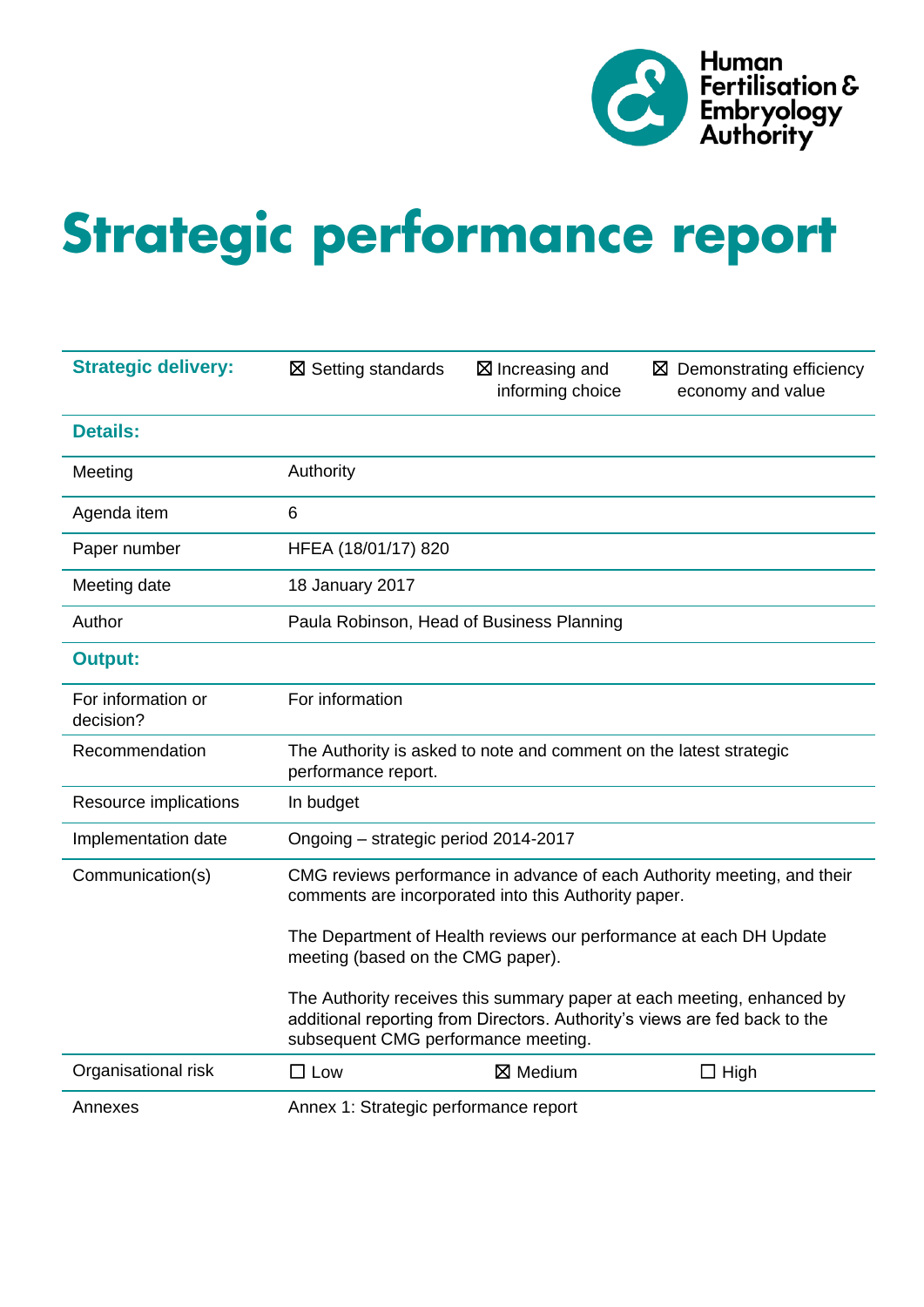Human Fertilisation & Embryology Authority

# Strategic performance report

| Strategic delivery: | ☒ Setting standards | ☒ Increasing and informing choice | ☒ Demonstrating efficiency economy and value |
|---|---|---|---|
| **Details:** | | | |
| Meeting | Authority | | |
| Agenda item | 6 | | |
| Paper number | HFEA (18/01/17) 820 | | |
| Meeting date | 18 January 2017 | | |
| Author | Paula Robinson, Head of Business Planning | | |
| **Output:** | | | |
| For information or decision? | For information | | |
| Recommendation | The Authority is asked to note and comment on the latest strategic performance report. | | |
| Resource implications | In budget | | |
| Implementation date | Ongoing – strategic period 2014-2017 | | |
| Communication(s) | CMG reviews performance in advance of each Authority meeting, and their comments are incorporated into this Authority paper.<br><br>The Department of Health reviews our performance at each DH Update meeting (based on the CMG paper).<br><br>The Authority receives this summary paper at each meeting, enhanced by additional reporting from Directors. Authority's views are fed back to the subsequent CMG performance meeting. | | |
| Organisational risk | ☐ Low | ☒ Medium | ☐ High |
| Annexes | Annex 1: Strategic performance report | | |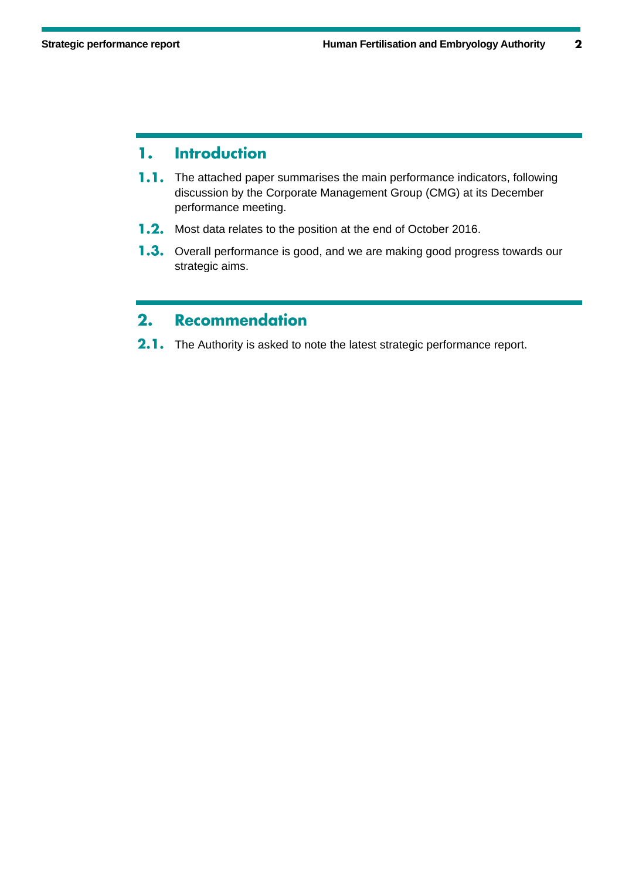## 1. Introduction

**1.1.** The attached paper summarises the main performance indicators, following discussion by the Corporate Management Group (CMG) at its December performance meeting.

**1.2.** Most data relates to the position at the end of October 2016.

**1.3.** Overall performance is good, and we are making good progress towards our strategic aims.

## 2. Recommendation

**2.1.** The Authority is asked to note the latest strategic performance report.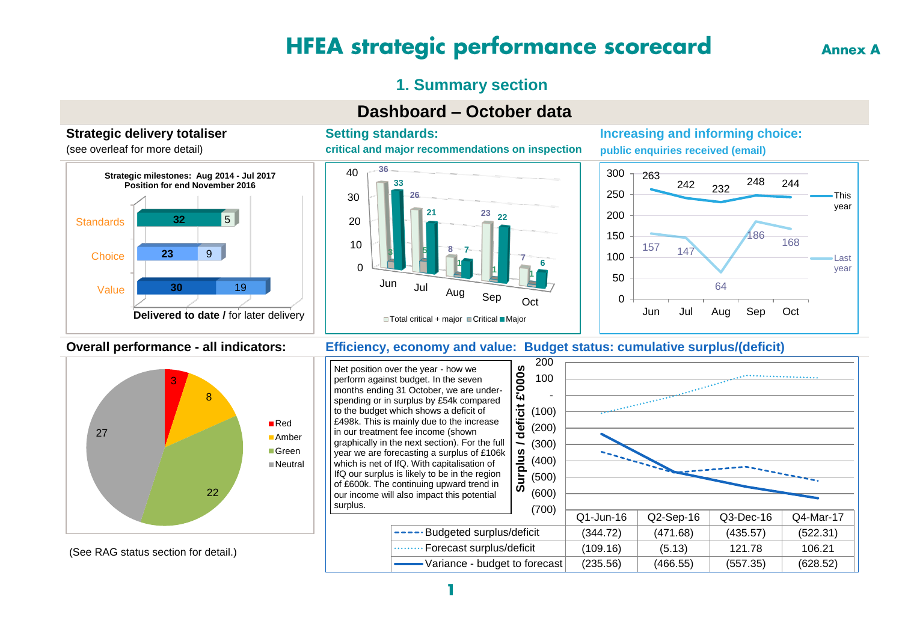# HFEA strategic performance scorecard

**Annex A**

## 1. Summary section

### Dashboard – October data

**Strategic delivery totaliser**

(see overleaf for more detail)

**Strategic milestones: Aug 2014 - Jul 2017**
**Position for end November 2016**

| | Delivered to date | for later delivery |
|---|---|---|
| Standards | 32 | 5 |
| Choice | 23 | 9 |
| Value | 30 | 19 |

**Setting standards:**
**critical and major recommendations on inspection**

| | Jun | Jul | Aug | Sep | Oct |
|---|---|---|---|---|---|
| Total critical + major | 36 | 26 | 8 | 23 | 7 |
| Critical | 3 | 5 | 1 | 1 | 1 |
| Major | 33 | 21 | 7 | 22 | 6 |

**Increasing and informing choice:**
**public enquiries received (email)**

| | Jun | Jul | Aug | Sep | Oct |
|---|---|---|---|---|---|
| This year | 263 | 242 | 232 | 248 | 244 |
| Last year | 157 | 147 | 64 | 186 | 168 |

**Overall performance - all indicators:**

| Status | Count |
|---|---|
| Red | 3 |
| Amber | 8 |
| Green | 22 |
| Neutral | 27 |

(See RAG status section for detail.)

**Efficiency, economy and value: Budget status: cumulative surplus/(deficit)**

Net position over the year - how we perform against budget. In the seven months ending 31 October, we are under-spending or in surplus by £54k compared to the budget which shows a deficit of £498k. This is mainly due to the increase in our treatment fee income (shown graphically in the next section). For the full year we are forecasting a surplus of £106k which is net of IfQ. With capitalisation of IfQ our surplus is likely to be in the region of £600k. The continuing upward trend in our income will also impact this potential surplus.

Surplus / deficit £'000s

| | Q1-Jun-16 | Q2-Sep-16 | Q3-Dec-16 | Q4-Mar-17 |
|---|---|---|---|---|
| Budgeted surplus/deficit | (344.72) | (471.68) | (435.57) | (522.31) |
| Forecast surplus/deficit | (109.16) | (5.13) | 121.78 | 106.21 |
| Variance - budget to forecast | (235.56) | (466.55) | (557.35) | (628.52) |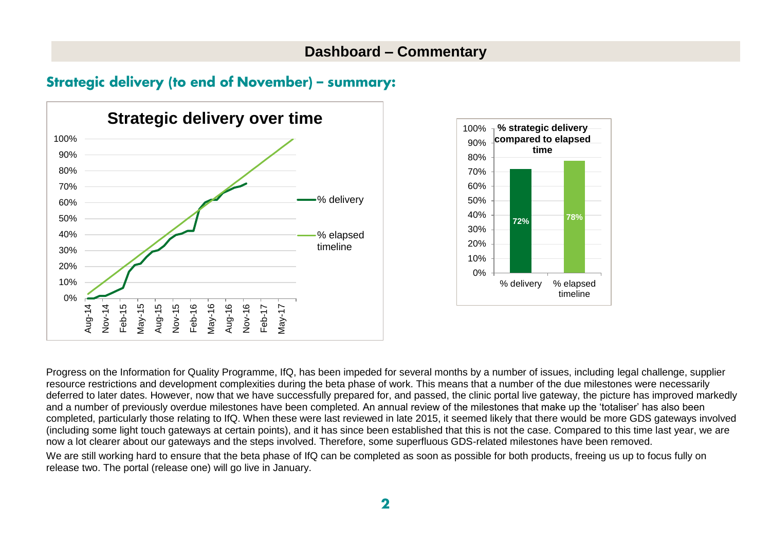## Dashboard – Commentary

### Strategic delivery (to end of November) – summary:

Progress on the Information for Quality Programme, IfQ, has been impeded for several months by a number of issues, including legal challenge, supplier resource restrictions and development complexities during the beta phase of work. This means that a number of the due milestones were necessarily deferred to later dates. However, now that we have successfully prepared for, and passed, the clinic portal live gateway, the picture has improved markedly and a number of previously overdue milestones have been completed. An annual review of the milestones that make up the 'totaliser' has also been completed, particularly those relating to IfQ. When these were last reviewed in late 2015, it seemed likely that there would be more GDS gateways involved (including some light touch gateways at certain points), and it has since been established that this is not the case. Compared to this time last year, we are now a lot clearer about our gateways and the steps involved. Therefore, some superfluous GDS-related milestones have been removed.

We are still working hard to ensure that the beta phase of IfQ can be completed as soon as possible for both products, freeing us up to focus fully on release two. The portal (release one) will go live in January.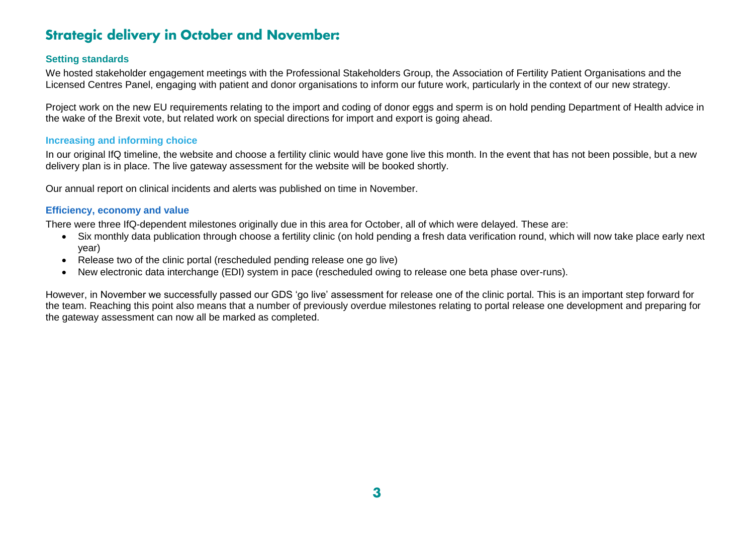# Strategic delivery in October and November:

### Setting standards

We hosted stakeholder engagement meetings with the Professional Stakeholders Group, the Association of Fertility Patient Organisations and the Licensed Centres Panel, engaging with patient and donor organisations to inform our future work, particularly in the context of our new strategy.

Project work on the new EU requirements relating to the import and coding of donor eggs and sperm is on hold pending Department of Health advice in the wake of the Brexit vote, but related work on special directions for import and export is going ahead.

### Increasing and informing choice

In our original IfQ timeline, the website and choose a fertility clinic would have gone live this month. In the event that has not been possible, but a new delivery plan is in place. The live gateway assessment for the website will be booked shortly.

Our annual report on clinical incidents and alerts was published on time in November.

### Efficiency, economy and value

There were three IfQ-dependent milestones originally due in this area for October, all of which were delayed. These are:

- Six monthly data publication through choose a fertility clinic (on hold pending a fresh data verification round, which will now take place early next year)
- Release two of the clinic portal (rescheduled pending release one go live)
- New electronic data interchange (EDI) system in pace (rescheduled owing to release one beta phase over-runs).

However, in November we successfully passed our GDS 'go live' assessment for release one of the clinic portal. This is an important step forward for the team. Reaching this point also means that a number of previously overdue milestones relating to portal release one development and preparing for the gateway assessment can now all be marked as completed.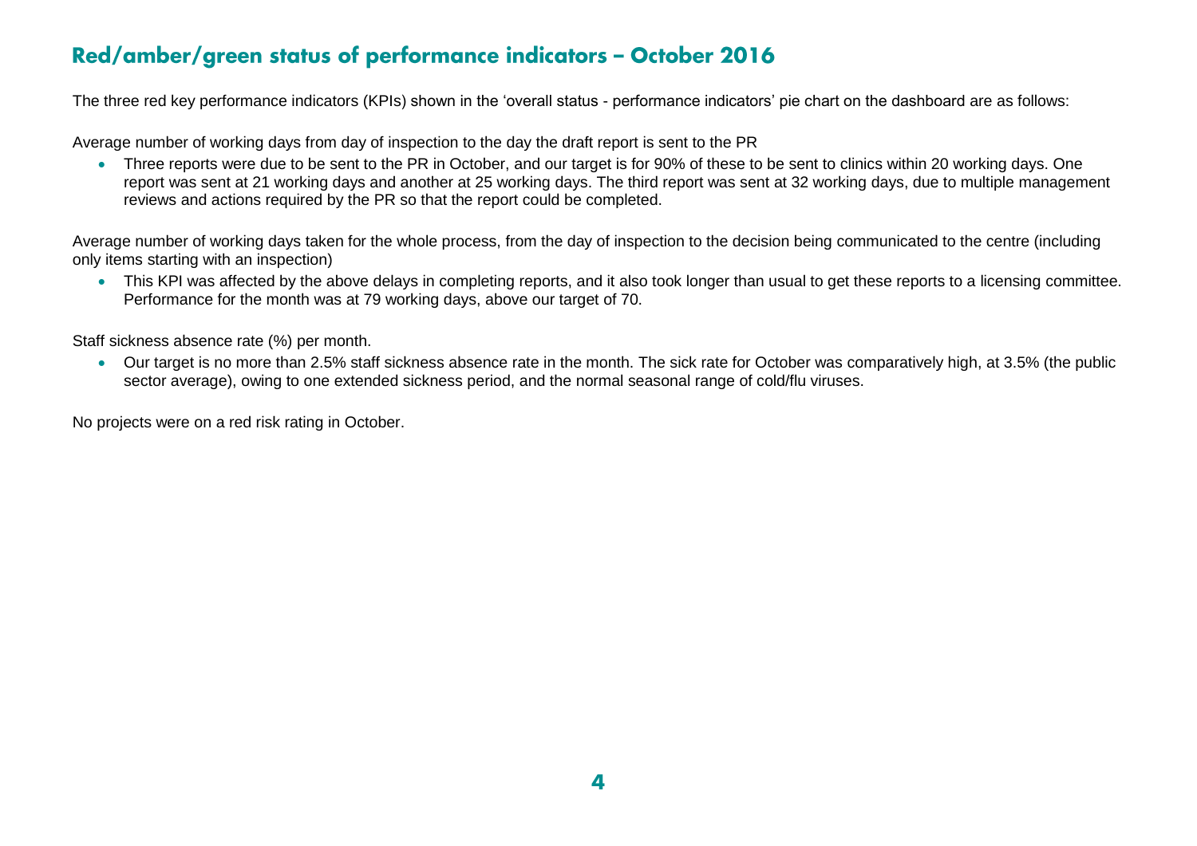## Red/amber/green status of performance indicators – October 2016

The three red key performance indicators (KPIs) shown in the 'overall status - performance indicators' pie chart on the dashboard are as follows:

Average number of working days from day of inspection to the day the draft report is sent to the PR

- Three reports were due to be sent to the PR in October, and our target is for 90% of these to be sent to clinics within 20 working days. One report was sent at 21 working days and another at 25 working days. The third report was sent at 32 working days, due to multiple management reviews and actions required by the PR so that the report could be completed.

Average number of working days taken for the whole process, from the day of inspection to the decision being communicated to the centre (including only items starting with an inspection)

- This KPI was affected by the above delays in completing reports, and it also took longer than usual to get these reports to a licensing committee. Performance for the month was at 79 working days, above our target of 70.

Staff sickness absence rate (%) per month.

- Our target is no more than 2.5% staff sickness absence rate in the month. The sick rate for October was comparatively high, at 3.5% (the public sector average), owing to one extended sickness period, and the normal seasonal range of cold/flu viruses.

No projects were on a red risk rating in October.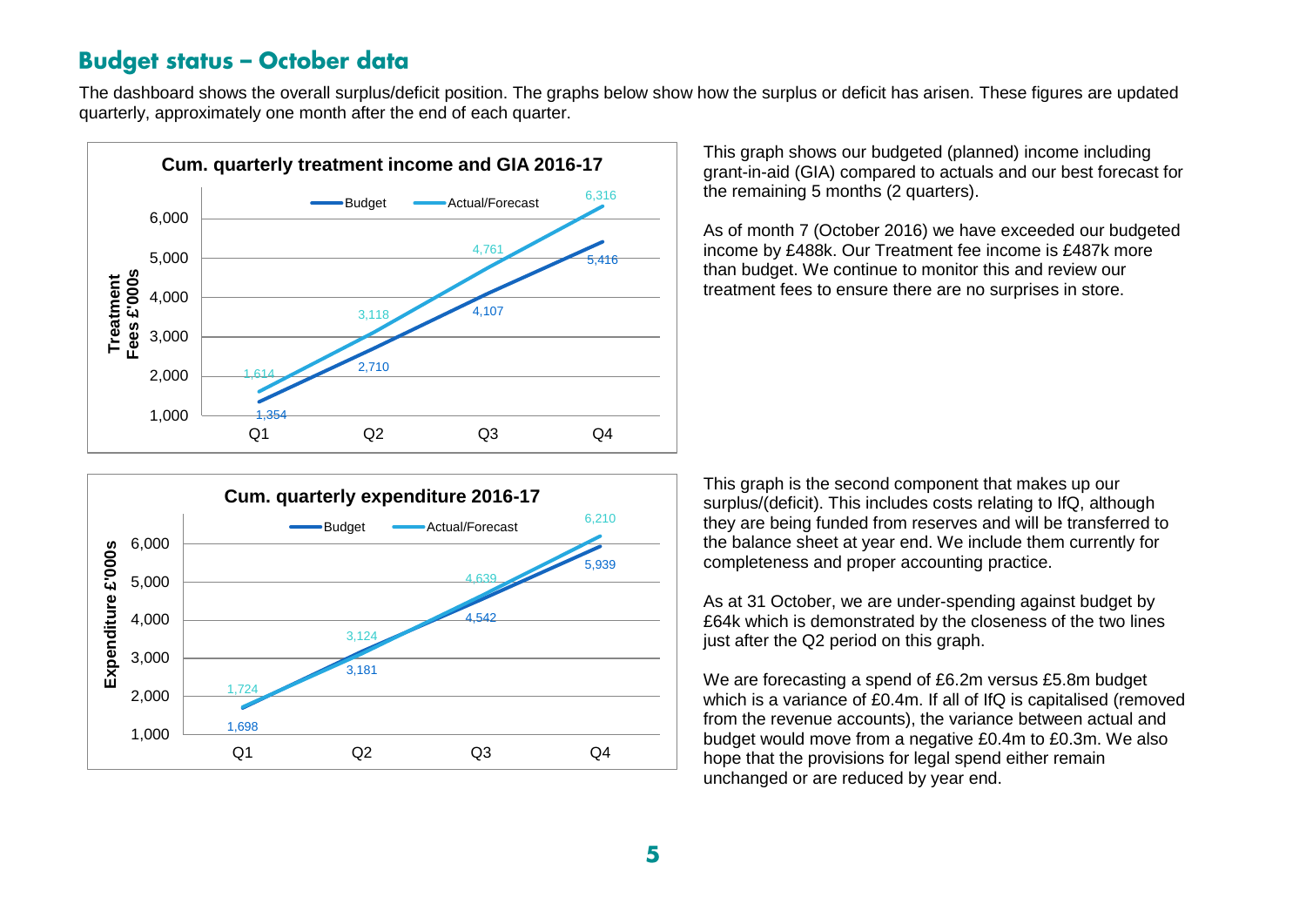## Budget status – October data

The dashboard shows the overall surplus/deficit position. The graphs below show how the surplus or deficit has arisen. These figures are updated quarterly, approximately one month after the end of each quarter.

**Cum. quarterly treatment income and GIA 2016-17**

Treatment Fees £'000s

| | Q1 | Q2 | Q3 | Q4 |
|---|---|---|---|---|
| Budget | 1,354 | 2,710 | 4,107 | 5,416 |
| Actual/Forecast | 1,614 | 3,118 | 4,761 | 6,316 |

This graph shows our budgeted (planned) income including grant-in-aid (GIA) compared to actuals and our best forecast for the remaining 5 months (2 quarters).

As of month 7 (October 2016) we have exceeded our budgeted income by £488k. Our Treatment fee income is £487k more than budget. We continue to monitor this and review our treatment fees to ensure there are no surprises in store.

**Cum. quarterly expenditure 2016-17**

Expenditure £'000s

| | Q1 | Q2 | Q3 | Q4 |
|---|---|---|---|---|
| Budget | 1,698 | 3,181 | 4,542 | 5,939 |
| Actual/Forecast | 1,724 | 3,124 | 4,639 | 6,210 |

This graph is the second component that makes up our surplus/(deficit). This includes costs relating to IfQ, although they are being funded from reserves and will be transferred to the balance sheet at year end. We include them currently for completeness and proper accounting practice.

As at 31 October, we are under-spending against budget by £64k which is demonstrated by the closeness of the two lines just after the Q2 period on this graph.

We are forecasting a spend of £6.2m versus £5.8m budget which is a variance of £0.4m. If all of IfQ is capitalised (removed from the revenue accounts), the variance between actual and budget would move from a negative £0.4m to £0.3m. We also hope that the provisions for legal spend either remain unchanged or are reduced by year end.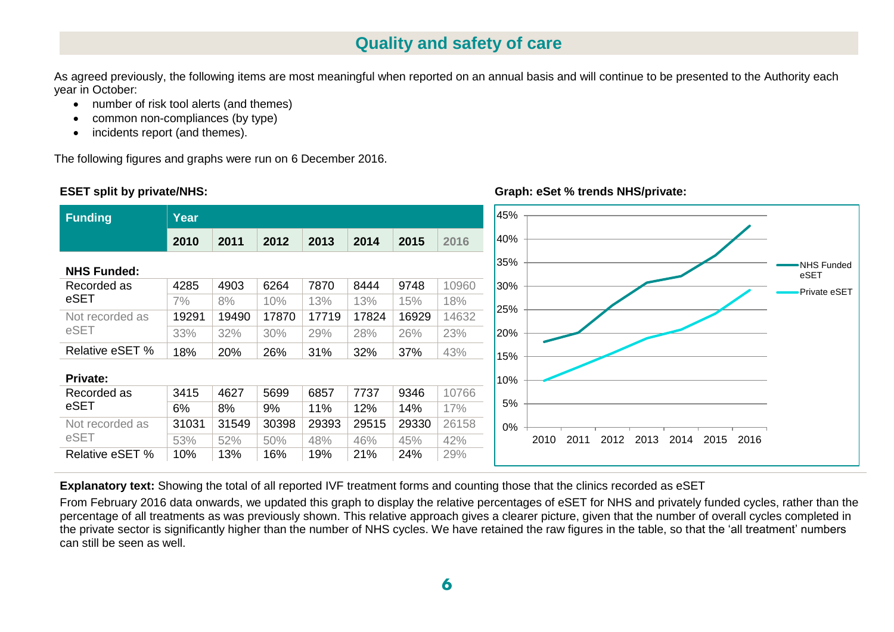## Quality and safety of care

As agreed previously, the following items are most meaningful when reported on an annual basis and will continue to be presented to the Authority each year in October:

- number of risk tool alerts (and themes)
- common non-compliances (by type)
- incidents report (and themes).

The following figures and graphs were run on 6 December 2016.

**ESET split by private/NHS:**

| Funding | Year | | | | | | |
|---|---|---|---|---|---|---|---|
| | 2010 | 2011 | 2012 | 2013 | 2014 | 2015 | 2016 |
| **NHS Funded:** | | | | | | | |
| Recorded as eSET | 4285 | 4903 | 6264 | 7870 | 8444 | 9748 | 10960 |
| | 7% | 8% | 10% | 13% | 13% | 15% | 18% |
| Not recorded as eSET | 19291 | 19490 | 17870 | 17719 | 17824 | 16929 | 14632 |
| | 33% | 32% | 30% | 29% | 28% | 26% | 23% |
| Relative eSET % | 18% | 20% | 26% | 31% | 32% | 37% | 43% |
| **Private:** | | | | | | | |
| Recorded as eSET | 3415 | 4627 | 5699 | 6857 | 7737 | 9346 | 10766 |
| | 6% | 8% | 9% | 11% | 12% | 14% | 17% |
| Not recorded as eSET | 31031 | 31549 | 30398 | 29393 | 29515 | 29330 | 26158 |
| | 53% | 52% | 50% | 48% | 46% | 45% | 42% |
| Relative eSET % | 10% | 13% | 16% | 19% | 21% | 24% | 29% |

**Graph: eSet % trends NHS/private:**

**Explanatory text:** Showing the total of all reported IVF treatment forms and counting those that the clinics recorded as eSET

From February 2016 data onwards, we updated this graph to display the relative percentages of eSET for NHS and privately funded cycles, rather than the percentage of all treatments as was previously shown. This relative approach gives a clearer picture, given that the number of overall cycles completed in the private sector is significantly higher than the number of NHS cycles. We have retained the raw figures in the table, so that the 'all treatment' numbers can still be seen as well.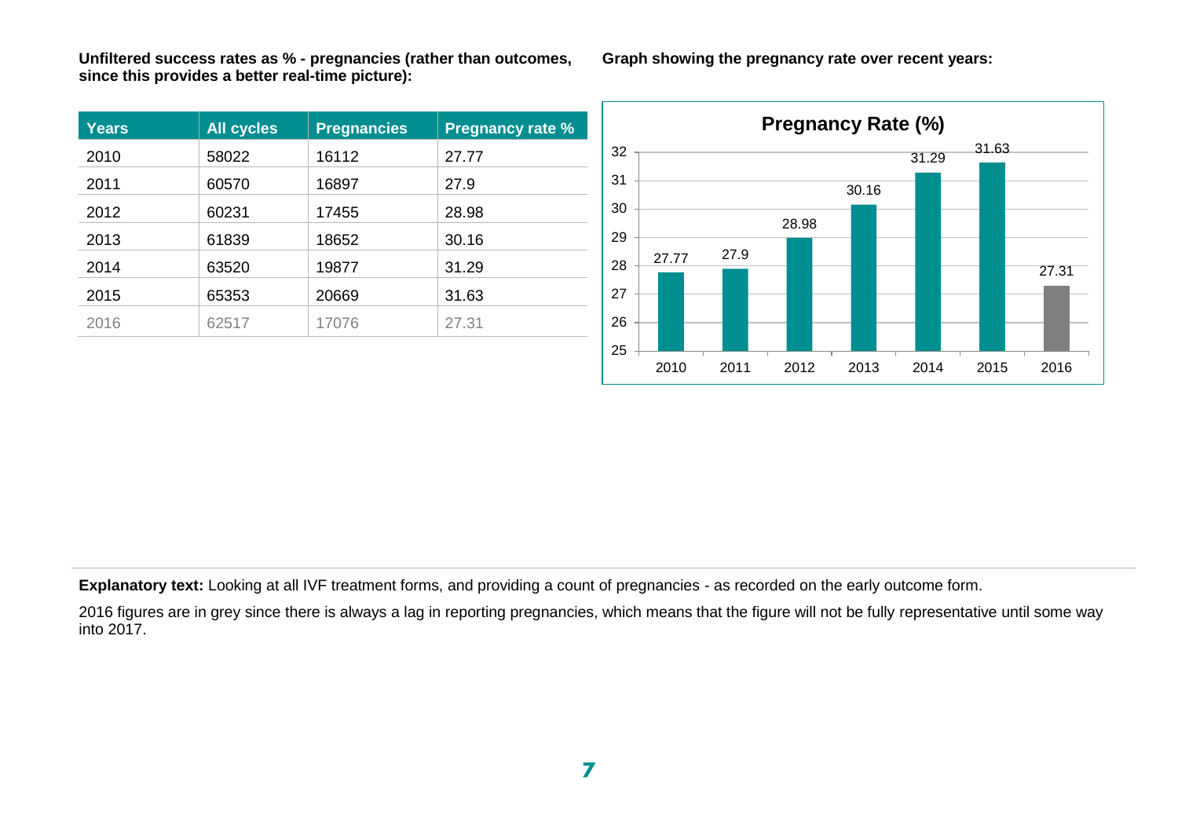**Unfiltered success rates as % - pregnancies (rather than outcomes, since this provides a better real-time picture):**

| Years | All cycles | Pregnancies | Pregnancy rate % |
|---|---|---|---|
| 2010 | 58022 | 16112 | 27.77 |
| 2011 | 60570 | 16897 | 27.9 |
| 2012 | 60231 | 17455 | 28.98 |
| 2013 | 61839 | 18652 | 30.16 |
| 2014 | 63520 | 19877 | 31.29 |
| 2015 | 65353 | 20669 | 31.63 |
| 2016 | 62517 | 17076 | 27.31 |

**Graph showing the pregnancy rate over recent years:**

**Pregnancy Rate (%)**

| Year | Pregnancy Rate (%) |
|---|---|
| 2010 | 27.77 |
| 2011 | 27.9 |
| 2012 | 28.98 |
| 2013 | 30.16 |
| 2014 | 31.29 |
| 2015 | 31.63 |
| 2016 | 27.31 |

**Explanatory text:** Looking at all IVF treatment forms, and providing a count of pregnancies - as recorded on the early outcome form.

2016 figures are in grey since there is always a lag in reporting pregnancies, which means that the figure will not be fully representative until some way into 2017.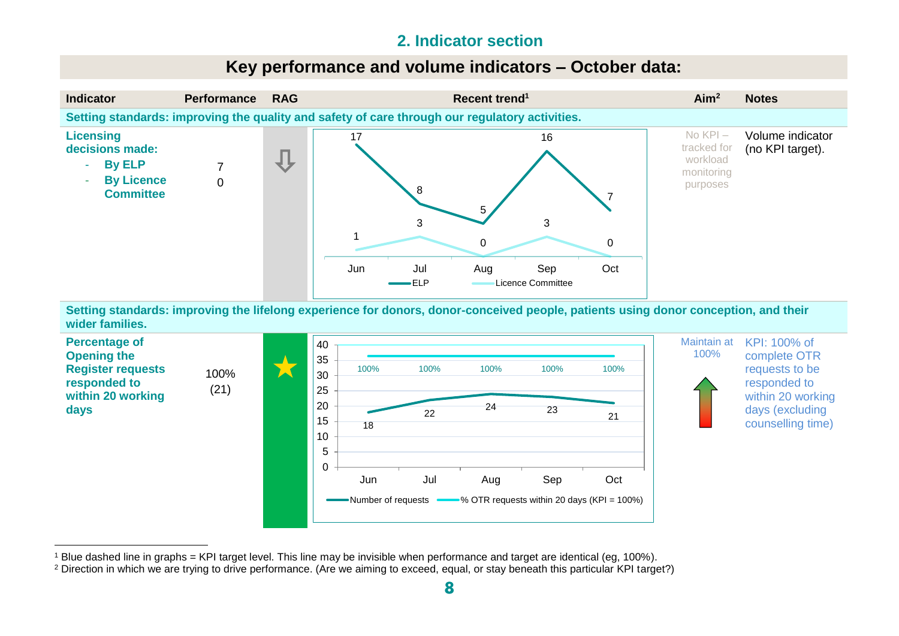## 2. Indicator section

### Key performance and volume indicators – October data:

| Indicator | Performance | RAG | Recent trend[1] | Aim[2] | Notes |
|---|---|---|---|---|---|
| **Setting standards: improving the quality and safety of care through our regulatory activities.** | | | | | |
| **Licensing decisions made:**<br>- **By ELP**<br>- **By Licence Committee** | 7<br>0 | ⇩ | ELP: Jun 17, Jul 8, Aug 5, Sep 16, Oct 7<br>Licence Committee: Jun 1, Jul 3, Aug 0, Sep 3, Oct 0 | No KPI – tracked for workload monitoring purposes | Volume indicator (no KPI target). |
| **Setting standards: improving the lifelong experience for donors, donor-conceived people, patients using donor conception, and their wider families.** | | | | | |
| **Percentage of Opening the Register requests responded to within 20 working days** | 100% (21) | ★ | Number of requests: Jun 18, Jul 22, Aug 24, Sep 23, Oct 21<br>% OTR requests within 20 days (KPI = 100%): Jun 100%, Jul 100%, Aug 100%, Sep 100%, Oct 100% | Maintain at 100% | KPI: 100% of complete OTR requests to be responded to within 20 working days (excluding counselling time) |

[1] Blue dashed line in graphs = KPI target level. This line may be invisible when performance and target are identical (eg, 100%).

[2] Direction in which we are trying to drive performance. (Are we aiming to exceed, equal, or stay beneath this particular KPI target?)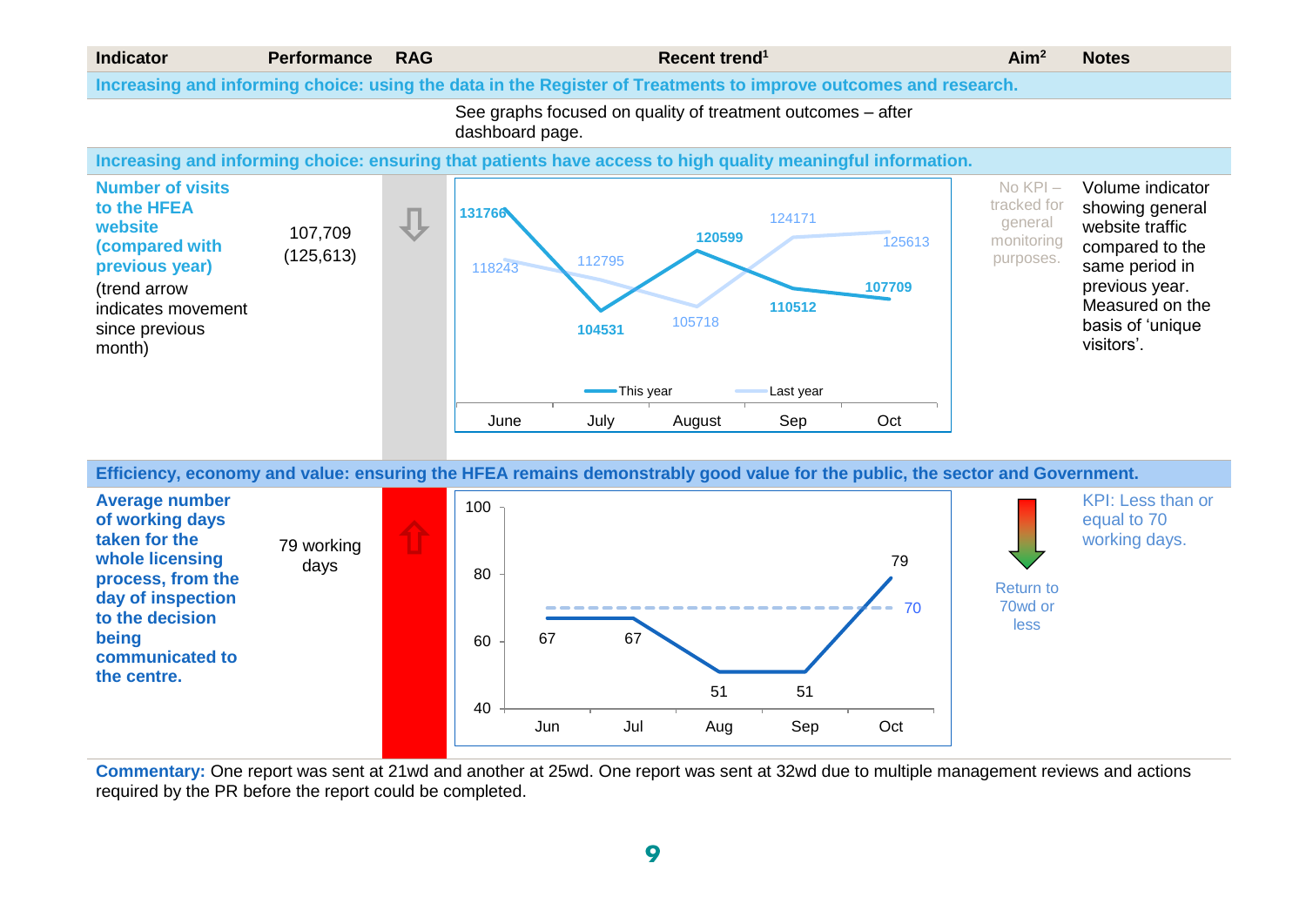| Indicator | Performance | RAG | Recent trend[1] | Aim[2] | Notes |
|---|---|---|---|---|---|
| **Increasing and informing choice: using the data in the Register of Treatments to improve outcomes and research.** | | | | | |
| | | | See graphs focused on quality of treatment outcomes – after dashboard page. | | |
| **Increasing and informing choice: ensuring that patients have access to high quality meaningful information.** | | | | | |
| **Number of visits to the HFEA website (compared with previous year)** (trend arrow indicates movement since previous month) | 107,709 (125,613) | ⇩ | This year: June 131766, July 104531, August 120599, Sep 110512, Oct 107709; Last year: June 118243, July 112795, August 105718, Sep 124171, Oct 125613 | No KPI – tracked for general monitoring purposes. | Volume indicator showing general website traffic compared to the same period in previous year. Measured on the basis of 'unique visitors'. |
| **Efficiency, economy and value: ensuring the HFEA remains demonstrably good value for the public, the sector and Government.** | | | | | |
| **Average number of working days taken for the whole licensing process, from the day of inspection to the decision being communicated to the centre.** | 79 working days | ⇧ (Red) | Jun 67, Jul 67, Aug 51, Sep 51, Oct 79; target 70 | Return to 70wd or less | KPI: Less than or equal to 70 working days. |

**Commentary:** One report was sent at 21wd and another at 25wd. One report was sent at 32wd due to multiple management reviews and actions required by the PR before the report could be completed.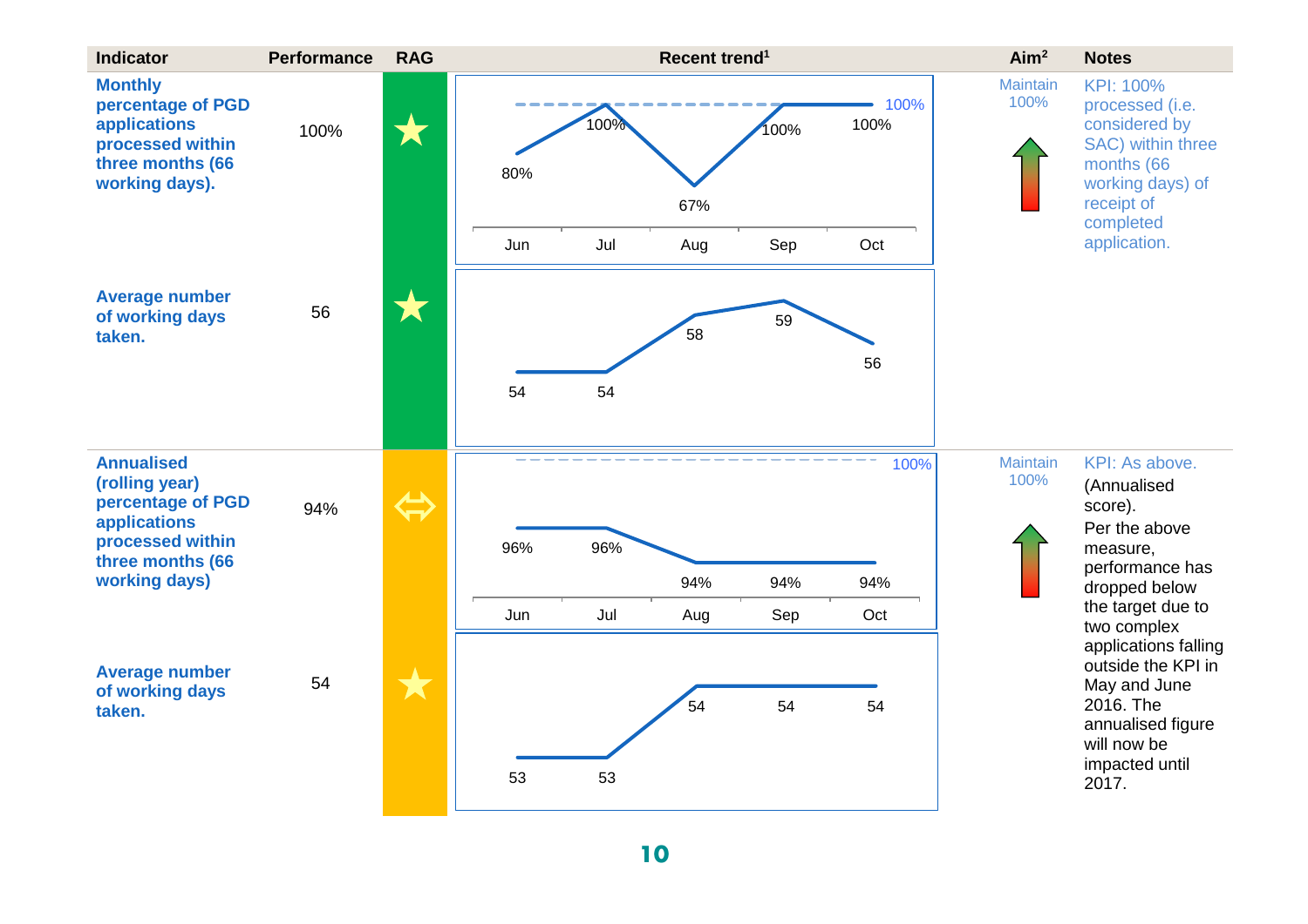| Indicator | Performance | RAG | Recent trend[1] | Aim[2] | Notes |
|---|---|---|---|---|---|
| **Monthly percentage of PGD applications processed within three months (66 working days).** | 100% | ★ (Green) | Jun 80%, Jul 100%, Aug 67%, Sep 100%, Oct 100% (target 100%) | Maintain 100% | KPI: 100% processed (i.e. considered by SAC) within three months (66 working days) of receipt of completed application. |
| **Average number of working days taken.** | 56 | ★ (Green) | Jun 54, Jul 54, Aug 58, Sep 59, Oct 56 | | |
| **Annualised (rolling year) percentage of PGD applications processed within three months (66 working days)** | 94% | ⇔ (Amber) | Jun 96%, Jul 96%, Aug 94%, Sep 94%, Oct 94% (target 100%) | Maintain 100% | KPI: As above. (Annualised score). Per the above measure, performance has dropped below the target due to two complex applications falling outside the KPI in May and June 2016. The annualised figure will now be impacted until 2017. |
| **Average number of working days taken.** | 54 | ★ (Amber) | Jun 53, Jul 53, Aug 54, Sep 54, Oct 54 | | |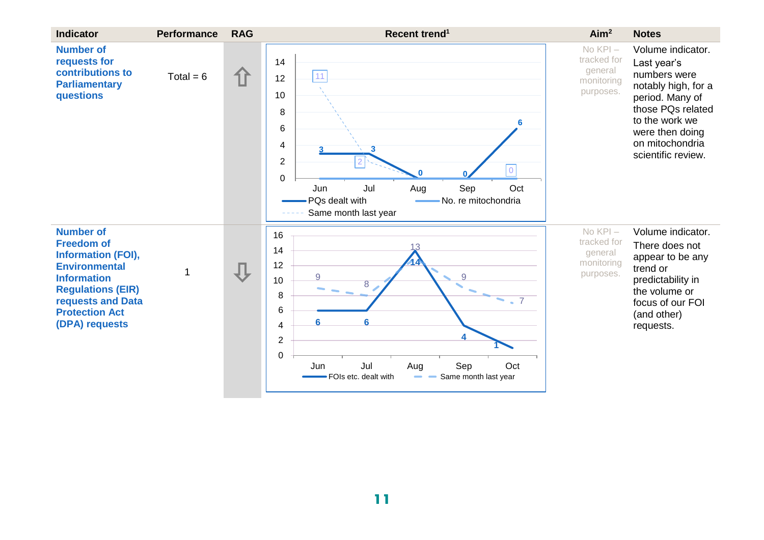| Indicator | Performance | RAG | Recent trend[1] | Aim[2] | Notes |
|---|---|---|---|---|---|
| **Number of requests for contributions to Parliamentary questions** | Total = 6 | ⇧ | PQs dealt with: Jun 3, Jul 3, Aug 0, Sep 0, Oct 6; No. re mitochondria: Jun 0, Jul 0, Aug 0, Sep 0, Oct 0; Same month last year: Jun 11, Jul 2, Aug 0, Oct 0 | No KPI – tracked for general monitoring purposes. | Volume indicator. Last year's numbers were notably high, for a period. Many of those PQs related to the work we were then doing on mitochondria scientific review. |
| **Number of Freedom of Information (FOI), Environmental Information Regulations (EIR) requests and Data Protection Act (DPA) requests** | 1 | ⇩ | FOIs etc. dealt with: Jun 6, Jul 6, Aug 14, Sep 4, Oct 1; Same month last year: Jun 9, Jul 8, Aug 13, Sep 9, Oct 7 | No KPI – tracked for general monitoring purposes. | Volume indicator. There does not appear to be any trend or predictability in the volume or focus of our FOI (and other) requests. |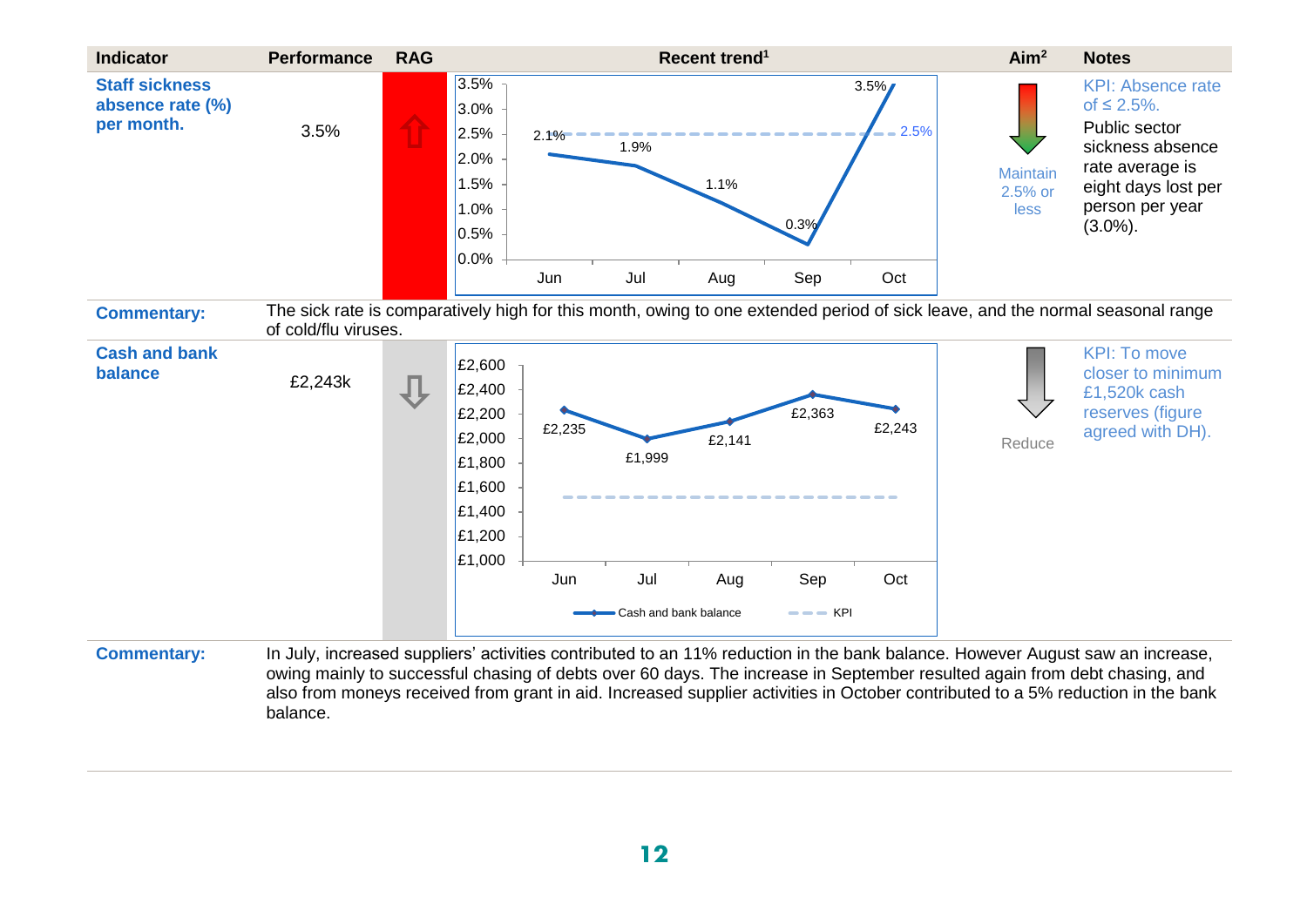| Indicator | Performance | RAG | Recent trend[1] | Aim[2] | Notes |
|---|---|---|---|---|---|
| **Staff sickness absence rate (%) per month.** | 3.5% | ⇧ | Jun: 2.1%, Jul: 1.9%, Aug: 1.1%, Sep: 0.3%, Oct: 3.5% (KPI: 2.5%) | Maintain 2.5% or less | KPI: Absence rate of ≤ 2.5%. Public sector sickness absence rate average is eight days lost per person per year (3.0%). |
| **Commentary:** | The sick rate is comparatively high for this month, owing to one extended period of sick leave, and the normal seasonal range of cold/flu viruses. | | | | |
| **Cash and bank balance** | £2,243k | ⇩ | Jun: £2,235, Jul: £1,999, Aug: £2,141, Sep: £2,363, Oct: £2,243 (KPI: £1,520) | Reduce | KPI: To move closer to minimum £1,520k cash reserves (figure agreed with DH). |
| **Commentary:** | In July, increased suppliers' activities contributed to an 11% reduction in the bank balance. However August saw an increase, owing mainly to successful chasing of debts over 60 days. The increase in September resulted again from debt chasing, and also from moneys received from grant in aid. Increased supplier activities in October contributed to a 5% reduction in the bank balance. | | | | |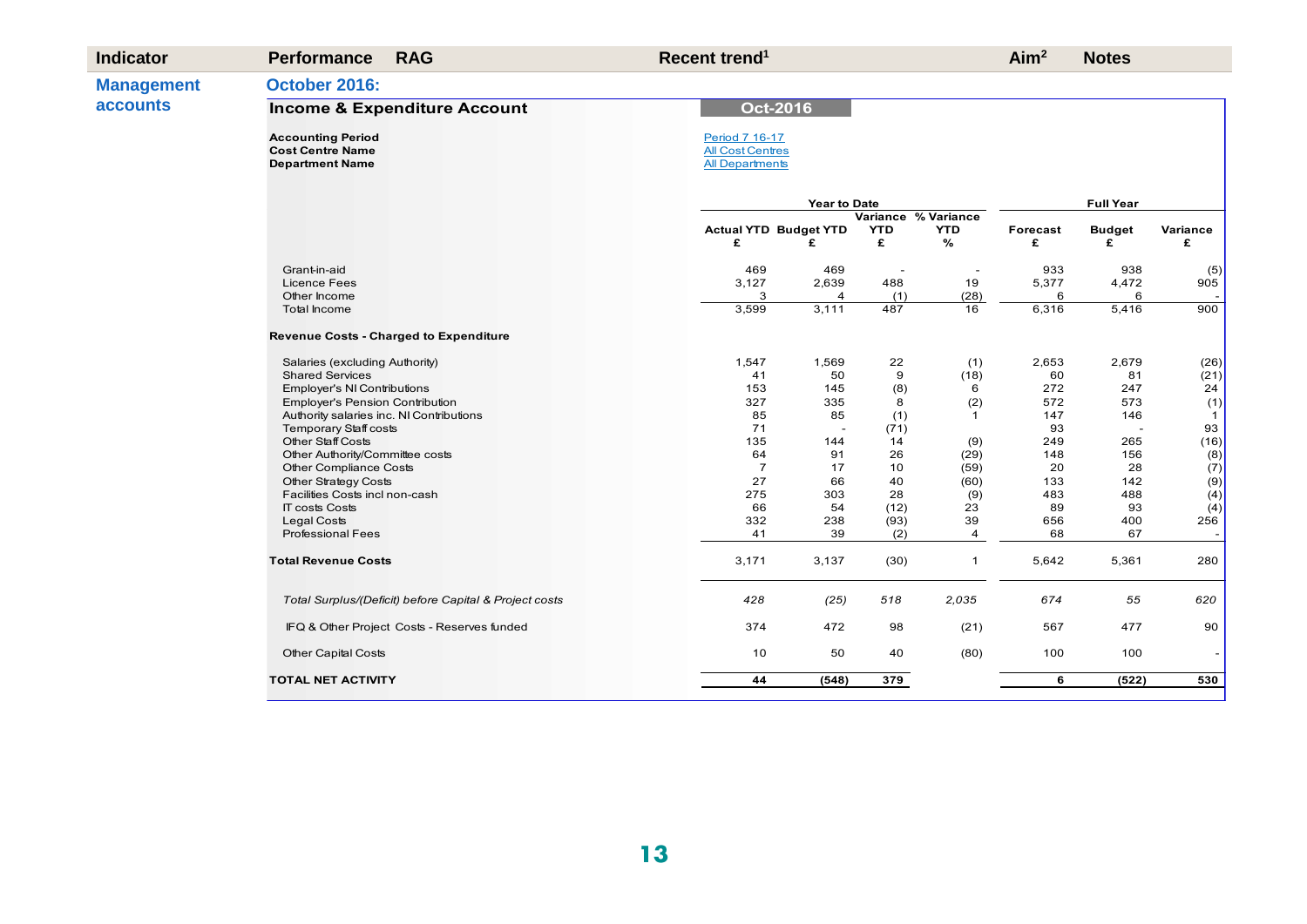| Indicator | Performance | RAG | Recent trend[1] | Aim[2] | Notes |
|---|---|---|---|---|---|

**Management accounts**

**October 2016:**

**Income & Expenditure Account** — **Oct-2016**

**Accounting Period**: Period 7 16-17
**Cost Centre Name**: All Cost Centres
**Department Name**: All Departments

| | Year to Date | | | | Full Year | | |
|---|---|---|---|---|---|---|---|
| | Actual YTD £ | Budget YTD £ | Variance YTD £ | % Variance YTD % | Forecast £ | Budget £ | Variance £ |
| Grant-in-aid | 469 | 469 | - | - | 933 | 938 | (5) |
| Licence Fees | 3,127 | 2,639 | 488 | 19 | 5,377 | 4,472 | 905 |
| Other Income | 3 | 4 | (1) | (28) | 6 | 6 | - |
| Total Income | 3,599 | 3,111 | 487 | 16 | 6,316 | 5,416 | 900 |
| **Revenue Costs - Charged to Expenditure** | | | | | | | |
| Salaries (excluding Authority) | 1,547 | 1,569 | 22 | (1) | 2,653 | 2,679 | (26) |
| Shared Services | 41 | 50 | 9 | (18) | 60 | 81 | (21) |
| Employer's NI Contributions | 153 | 145 | (8) | 6 | 272 | 247 | 24 |
| Employer's Pension Contribution | 327 | 335 | 8 | (2) | 572 | 573 | (1) |
| Authority salaries inc. NI Contributions | 85 | 85 | (1) | 1 | 147 | 146 | 1 |
| Temporary Staff costs | 71 | - | (71) | | 93 | - | 93 |
| Other Staff Costs | 135 | 144 | 14 | (9) | 249 | 265 | (16) |
| Other Authority/Committee costs | 64 | 91 | 26 | (29) | 148 | 156 | (8) |
| Other Compliance Costs | 7 | 17 | 10 | (59) | 20 | 28 | (7) |
| Other Strategy Costs | 27 | 66 | 40 | (60) | 133 | 142 | (9) |
| Facilities Costs incl non-cash | 275 | 303 | 28 | (9) | 483 | 488 | (4) |
| IT costs Costs | 66 | 54 | (12) | 23 | 89 | 93 | (4) |
| Legal Costs | 332 | 238 | (93) | 39 | 656 | 400 | 256 |
| Professional Fees | 41 | 39 | (2) | 4 | 68 | 67 | - |
| **Total Revenue Costs** | 3,171 | 3,137 | (30) | 1 | 5,642 | 5,361 | 280 |
| *Total Surplus/(Deficit) before Capital & Project costs* | *428* | *(25)* | *518* | *2,035* | *674* | *55* | *620* |
| IFQ & Other Project Costs - Reserves funded | 374 | 472 | 98 | (21) | 567 | 477 | 90 |
| Other Capital Costs | 10 | 50 | 40 | (80) | 100 | 100 | - |
| **TOTAL NET ACTIVITY** | **44** | **(548)** | **379** | | **6** | **(522)** | **530** |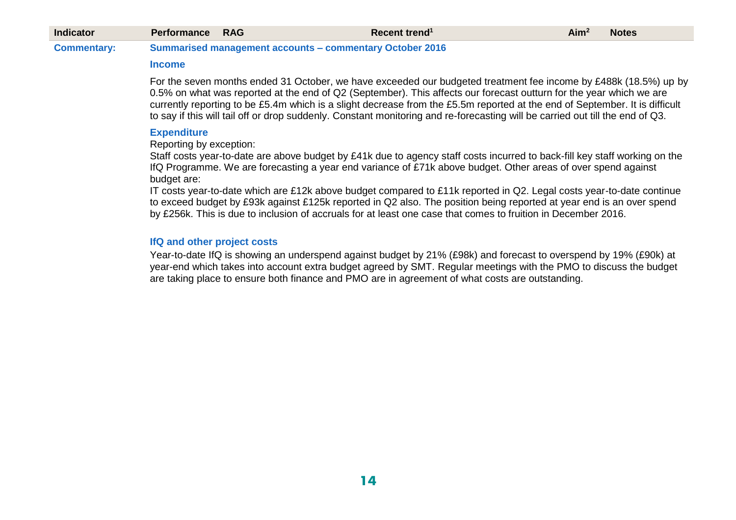| Indicator | Performance | RAG | Recent trend[1] | Aim[2] | Notes |
|---|---|---|---|---|---|

**Commentary:**

### Summarised management accounts – commentary October 2016

#### Income

For the seven months ended 31 October, we have exceeded our budgeted treatment fee income by £488k (18.5%) up by 0.5% on what was reported at the end of Q2 (September). This affects our forecast outturn for the year which we are currently reporting to be £5.4m which is a slight decrease from the £5.5m reported at the end of September. It is difficult to say if this will tail off or drop suddenly. Constant monitoring and re-forecasting will be carried out till the end of Q3.

#### Expenditure

Reporting by exception:

Staff costs year-to-date are above budget by £41k due to agency staff costs incurred to back-fill key staff working on the IfQ Programme. We are forecasting a year end variance of £71k above budget. Other areas of over spend against budget are:

IT costs year-to-date which are £12k above budget compared to £11k reported in Q2. Legal costs year-to-date continue to exceed budget by £93k against £125k reported in Q2 also. The position being reported at year end is an over spend by £256k. This is due to inclusion of accruals for at least one case that comes to fruition in December 2016.

#### IfQ and other project costs

Year-to-date IfQ is showing an underspend against budget by 21% (£98k) and forecast to overspend by 19% (£90k) at year-end which takes into account extra budget agreed by SMT. Regular meetings with the PMO to discuss the budget are taking place to ensure both finance and PMO are in agreement of what costs are outstanding.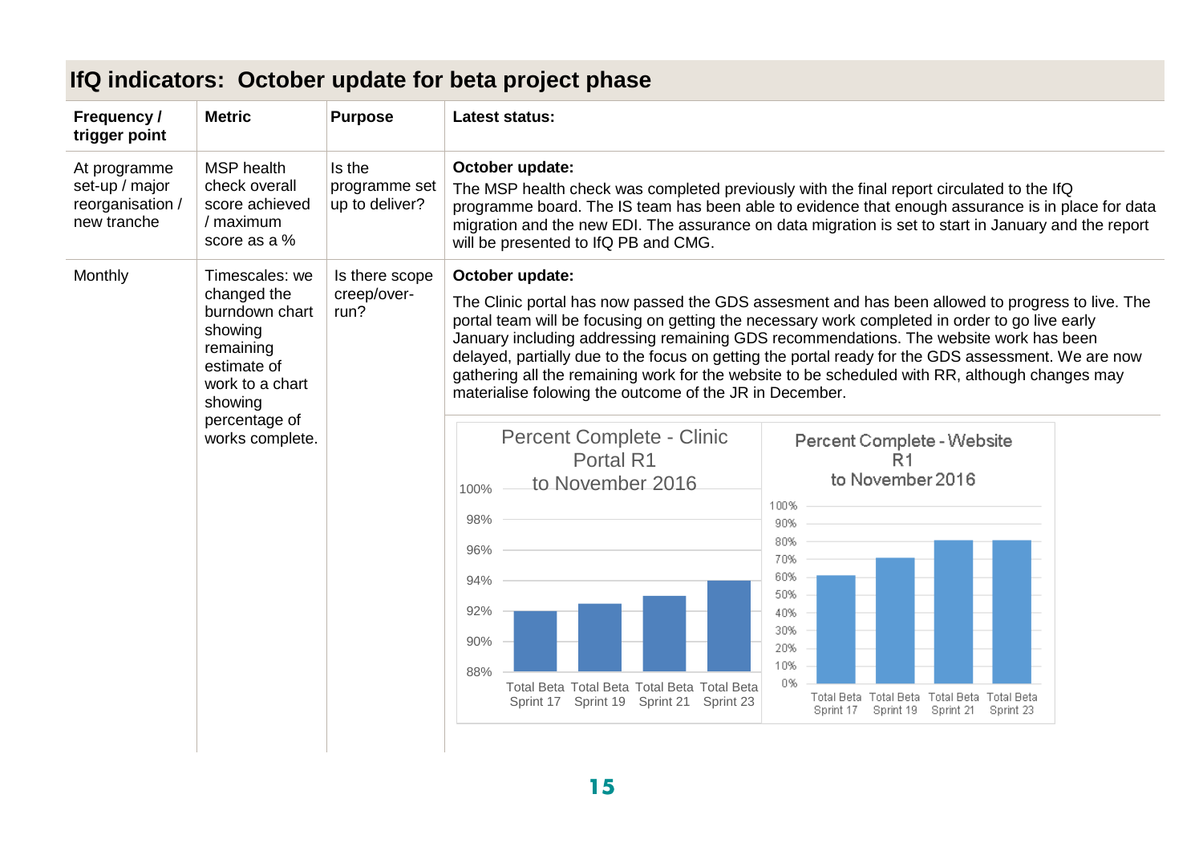## IfQ indicators: October update for beta project phase

| Frequency / trigger point | Metric | Purpose | Latest status: |
|---|---|---|---|
| At programme set-up / major reorganisation / new tranche | MSP health check overall score achieved / maximum score as a % | Is the programme set up to deliver? | **October update:** The MSP health check was completed previously with the final report circulated to the IfQ programme board. The IS team has been able to evidence that enough assurance is in place for data migration and the new EDI. The assurance on data migration is set to start in January and the report will be presented to IfQ PB and CMG. |
| Monthly | Timescales: we changed the burndown chart showing remaining estimate of work to a chart showing percentage of works complete. | Is there scope creep/over-run? | **October update:** The Clinic portal has now passed the GDS assesment and has been allowed to progress to live. The portal team will be focusing on getting the necessary work completed in order to go live early January including addressing remaining GDS recommendations. The website work has been delayed, partially due to the focus on getting the portal ready for the GDS assessment. We are now gathering all the remaining work for the website to be scheduled with RR, although changes may materialise folowing the outcome of the JR in December. |

**Percent Complete - Clinic Portal R1 to November 2016**

| | Total Beta Sprint 17 | Total Beta Sprint 19 | Total Beta Sprint 21 | Total Beta Sprint 23 |
|---|---|---|---|---|
| Percent complete (approx.) | 92% | 92.5% | 93% | 94% |

**Percent Complete - Website R1 to November 2016**

| | Total Beta Sprint 17 | Total Beta Sprint 19 | Total Beta Sprint 21 | Total Beta Sprint 23 |
|---|---|---|---|---|
| Percent complete (approx.) | 61% | 71% | 81% | 81% |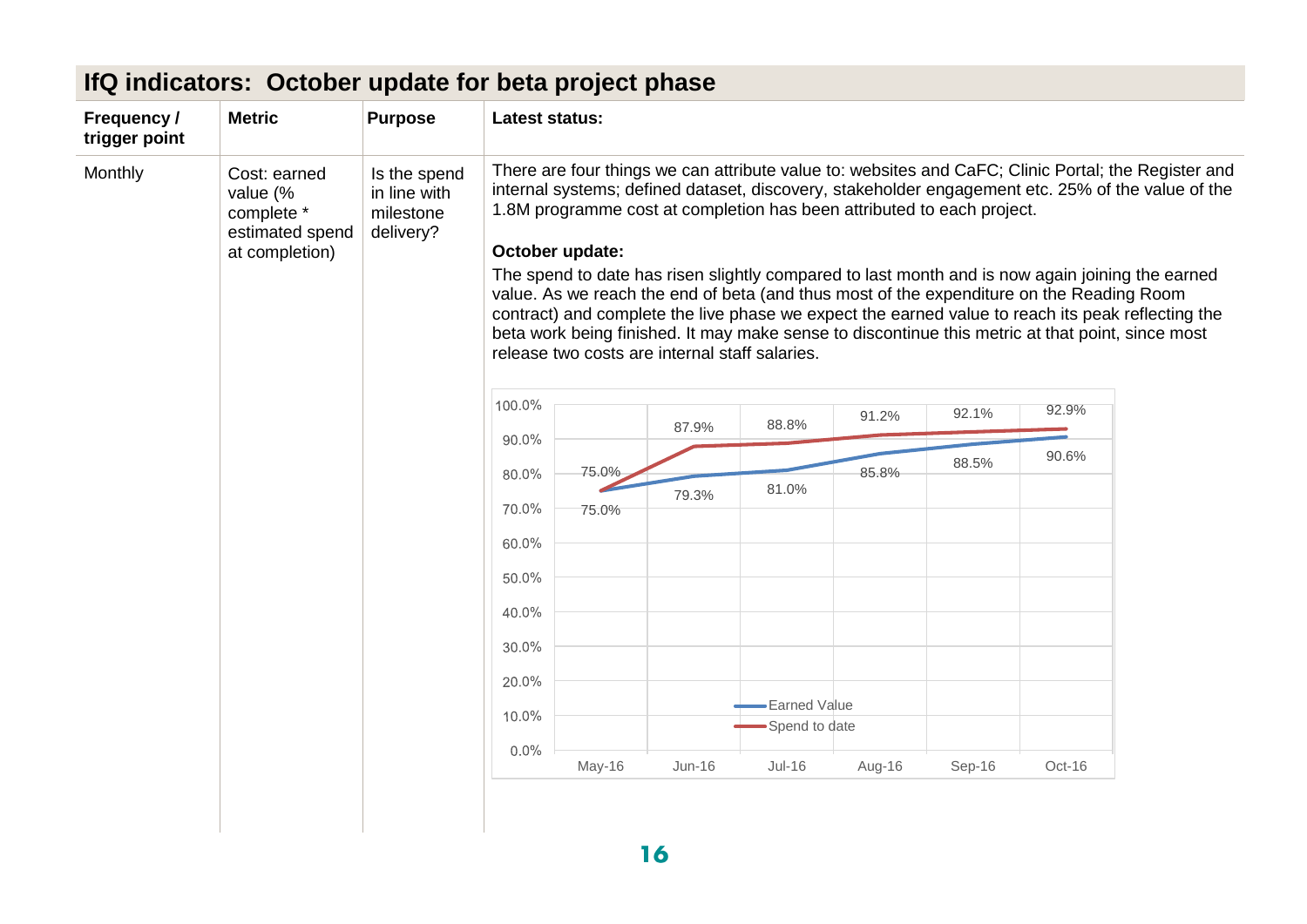## IfQ indicators: October update for beta project phase

| Frequency / trigger point | Metric | Purpose | Latest status: |
|---|---|---|---|
| Monthly | Cost: earned value (% complete * estimated spend at completion) | Is the spend in line with milestone delivery? | There are four things we can attribute value to: websites and CaFC; Clinic Portal; the Register and internal systems; defined dataset, discovery, stakeholder engagement etc. 25% of the value of the 1.8M programme cost at completion has been attributed to each project.<br><br>**October update:**<br>The spend to date has risen slightly compared to last month and is now again joining the earned value. As we reach the end of beta (and thus most of the expenditure on the Reading Room contract) and complete the live phase we expect the earned value to reach its peak reflecting the beta work being finished. It may make sense to discontinue this metric at that point, since most release two costs are internal staff salaries. |

| | May-16 | Jun-16 | Jul-16 | Aug-16 | Sep-16 | Oct-16 |
|---|---|---|---|---|---|---|
| Earned Value | 75.0% | 79.3% | 81.0% | 85.8% | 88.5% | 90.6% |
| Spend to date | 75.0% | 87.9% | 88.8% | 91.2% | 92.1% | 92.9% |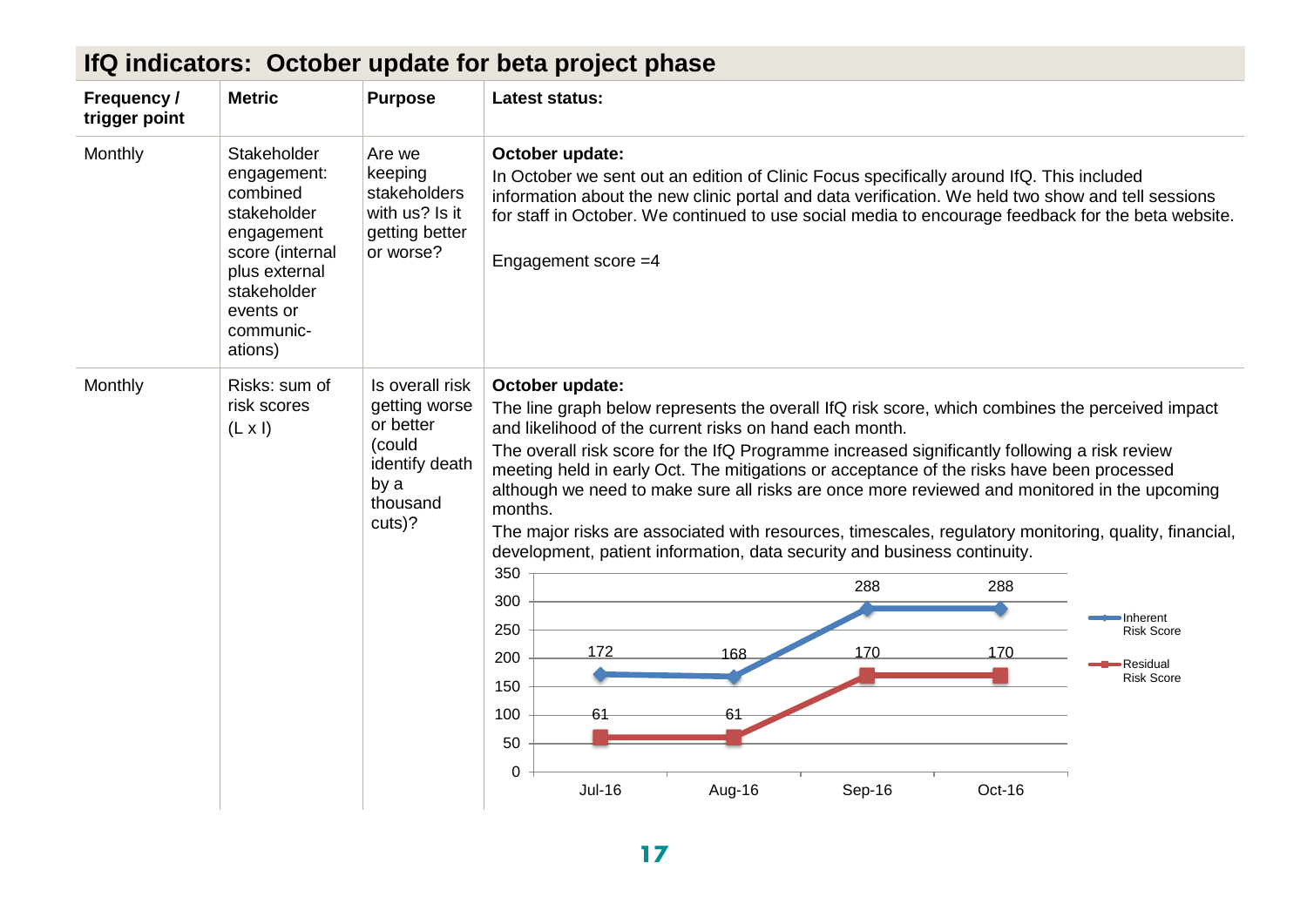## IfQ indicators: October update for beta project phase

| Frequency / trigger point | Metric | Purpose | Latest status: |
|---|---|---|---|
| Monthly | Stakeholder engagement: combined stakeholder engagement score (internal plus external stakeholder events or communic-ations) | Are we keeping stakeholders with us? Is it getting better or worse? | **October update:** In October we sent out an edition of Clinic Focus specifically around IfQ. This included information about the new clinic portal and data verification. We held two show and tell sessions for staff in October. We continued to use social media to encourage feedback for the beta website. <br><br> Engagement score =4 |
| Monthly | Risks: sum of risk scores (L x I) | Is overall risk getting worse or better (could identify death by a thousand cuts)? | **October update:** The line graph below represents the overall IfQ risk score, which combines the perceived impact and likelihood of the current risks on hand each month. <br> The overall risk score for the IfQ Programme increased significantly following a risk review meeting held in early Oct. The mitigations or acceptance of the risks have been processed although we need to make sure all risks are once more reviewed and monitored in the upcoming months. <br> The major risks are associated with resources, timescales, regulatory monitoring, quality, financial, development, patient information, data security and business continuity. |

| | Jul-16 | Aug-16 | Sep-16 | Oct-16 |
|---|---|---|---|---|
| Inherent Risk Score | 172 | 168 | 288 | 288 |
| Residual Risk Score | 61 | 61 | 170 | 170 |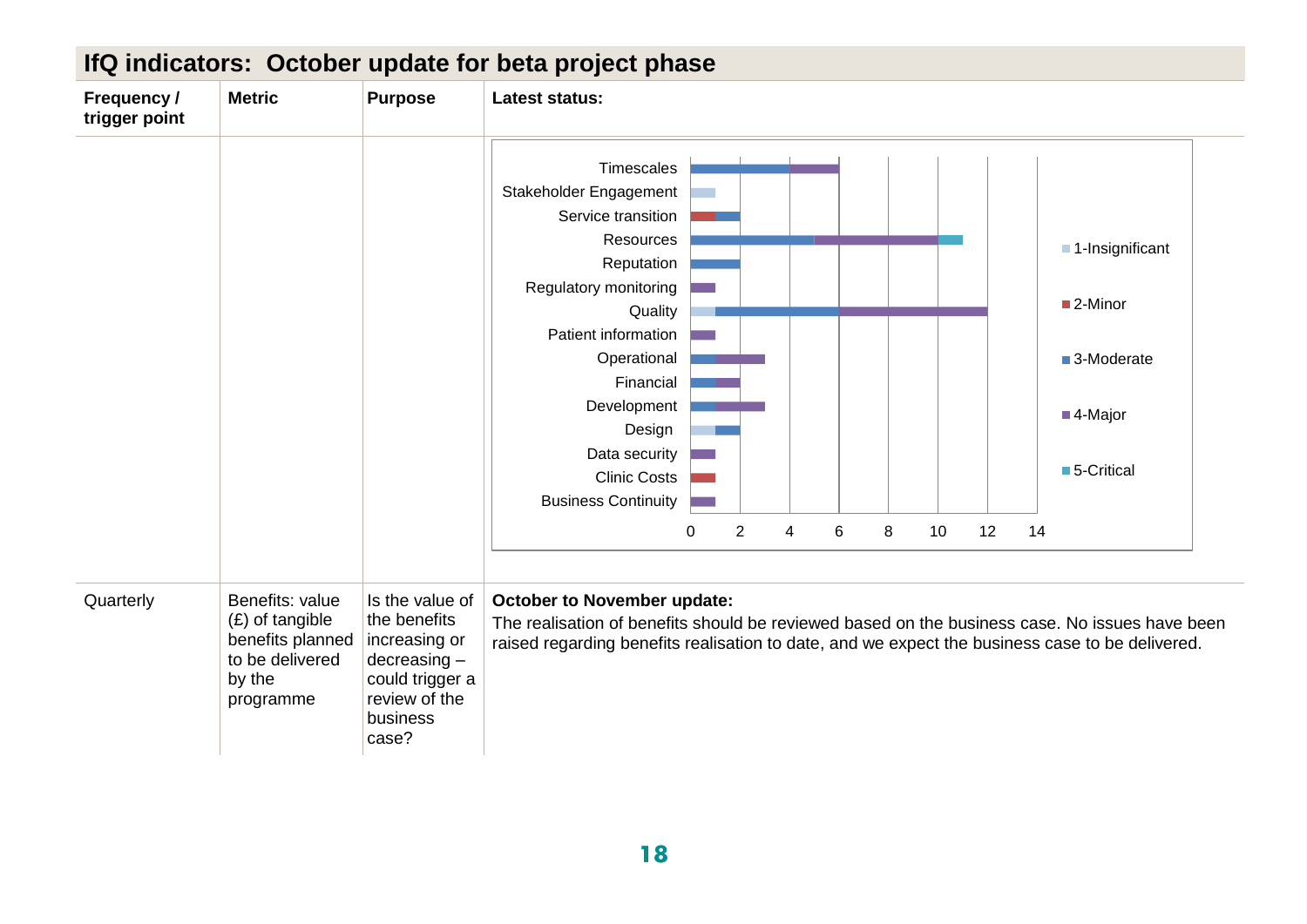## IfQ indicators: October update for beta project phase

| Frequency / trigger point | Metric | Purpose | Latest status: |
|---|---|---|---|
| | | | Timescales<br>Stakeholder Engagement<br>Service transition<br>Resources<br>Reputation<br>Regulatory monitoring<br>Quality<br>Patient information<br>Operational<br>Financial<br>Development<br>Design<br>Data security<br>Clinic Costs<br>Business Continuity<br>0 2 4 6 8 10 12 14<br>1-Insignificant<br>2-Minor<br>3-Moderate<br>4-Major<br>5-Critical |
| Quarterly | Benefits: value (£) of tangible benefits planned to be delivered by the programme | Is the value of the benefits increasing or decreasing – could trigger a review of the business case? | **October to November update:**<br>The realisation of benefits should be reviewed based on the business case. No issues have been raised regarding benefits realisation to date, and we expect the business case to be delivered. |